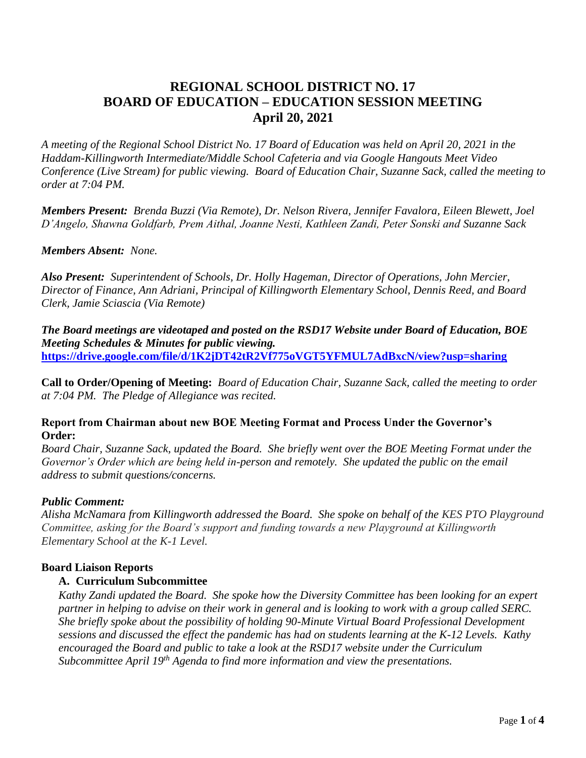# REGIONAL SCHOOL DISTRICT NO. 17
# BOARD OF EDUCATION – EDUCATION SESSION MEETING
# April 20, 2021

*A meeting of the Regional School District No. 17 Board of Education was held on April 20, 2021 in the Haddam-Killingworth Intermediate/Middle School Cafeteria and via Google Hangouts Meet Video Conference (Live Stream) for public viewing. Board of Education Chair, Suzanne Sack, called the meeting to order at 7:04 PM.*

***Members Present:*** *Brenda Buzzi (Via Remote), Dr. Nelson Rivera, Jennifer Favalora, Eileen Blewett, Joel D'Angelo, Shawna Goldfarb, Prem Aithal, Joanne Nesti, Kathleen Zandi, Peter Sonski and Suzanne Sack*

***Members Absent:*** *None.*

***Also Present:*** *Superintendent of Schools, Dr. Holly Hageman, Director of Operations, John Mercier, Director of Finance, Ann Adriani, Principal of Killingworth Elementary School, Dennis Reed, and Board Clerk, Jamie Sciascia (Via Remote)*

***The Board meetings are videotaped and posted on the RSD17 Website under Board of Education, BOE Meeting Schedules & Minutes for public viewing.***
**https://drive.google.com/file/d/1K2jDT42tR2Vf775oVGT5YFMUL7AdBxcN/view?usp=sharing**

**Call to Order/Opening of Meeting:** *Board of Education Chair, Suzanne Sack, called the meeting to order at 7:04 PM. The Pledge of Allegiance was recited.*

**Report from Chairman about new BOE Meeting Format and Process Under the Governor's Order:**
*Board Chair, Suzanne Sack, updated the Board. She briefly went over the BOE Meeting Format under the Governor's Order which are being held in-person and remotely. She updated the public on the email address to submit questions/concerns.*

***Public Comment:***
*Alisha McNamara from Killingworth addressed the Board. She spoke on behalf of the KES PTO Playground Committee, asking for the Board's support and funding towards a new Playground at Killingworth Elementary School at the K-1 Level.*

**Board Liaison Reports**

**A. Curriculum Subcommittee**
*Kathy Zandi updated the Board. She spoke how the Diversity Committee has been looking for an expert partner in helping to advise on their work in general and is looking to work with a group called SERC. She briefly spoke about the possibility of holding 90-Minute Virtual Board Professional Development sessions and discussed the effect the pandemic has had on students learning at the K-12 Levels. Kathy encouraged the Board and public to take a look at the RSD17 website under the Curriculum Subcommittee April 19th Agenda to find more information and view the presentations.*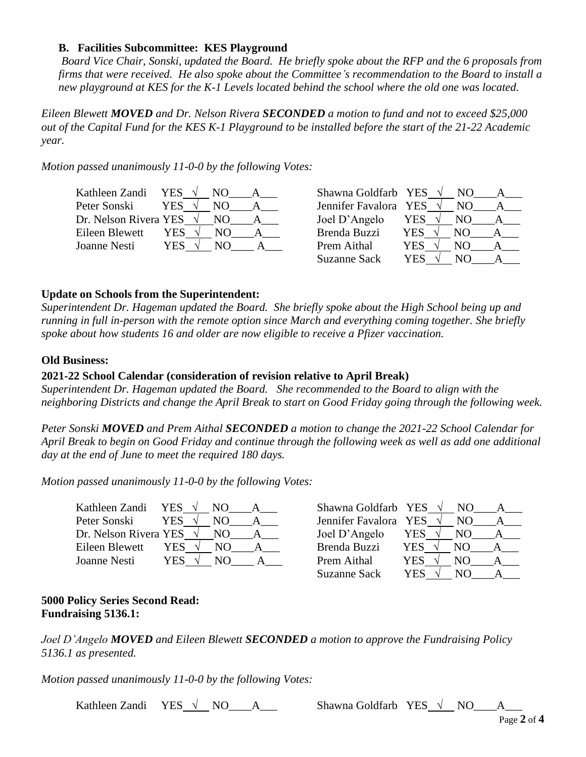### B. Facilities Subcommittee: KES Playground

*Board Vice Chair, Sonski, updated the Board. He briefly spoke about the RFP and the 6 proposals from firms that were received. He also spoke about the Committee's recommendation to the Board to install a new playground at KES for the K-1 Levels located behind the school where the old one was located.*

*Eileen Blewett **MOVED** and Dr. Nelson Rivera **SECONDED** a motion to fund and not to exceed $25,000 out of the Capital Fund for the KES K-1 Playground to be installed before the start of the 21-22 Academic year.*

*Motion passed unanimously 11-0-0 by the following Votes:*

| Name | YES | NO | A | Name | YES | NO | A |
|---|---|---|---|---|---|---|---|
| Kathleen Zandi | √ | | | Shawna Goldfarb | √ | | |
| Peter Sonski | √ | | | Jennifer Favalora | √ | | |
| Dr. Nelson Rivera | √ | | | Joel D'Angelo | √ | | |
| Eileen Blewett | √ | | | Brenda Buzzi | √ | | |
| Joanne Nesti | √ | | | Prem Aithal | √ | | |
| | | | | Suzanne Sack | √ | | |

### Update on Schools from the Superintendent:

*Superintendent Dr. Hageman updated the Board. She briefly spoke about the High School being up and running in full in-person with the remote option since March and everything coming together. She briefly spoke about how students 16 and older are now eligible to receive a Pfizer vaccination.*

### Old Business:

### 2021-22 School Calendar (consideration of revision relative to April Break)

*Superintendent Dr. Hageman updated the Board. She recommended to the Board to align with the neighboring Districts and change the April Break to start on Good Friday going through the following week.*

*Peter Sonski **MOVED** and Prem Aithal **SECONDED** a motion to change the 2021-22 School Calendar for April Break to begin on Good Friday and continue through the following week as well as add one additional day at the end of June to meet the required 180 days.*

*Motion passed unanimously 11-0-0 by the following Votes:*

| Name | YES | NO | A | Name | YES | NO | A |
|---|---|---|---|---|---|---|---|
| Kathleen Zandi | √ | | | Shawna Goldfarb | √ | | |
| Peter Sonski | √ | | | Jennifer Favalora | √ | | |
| Dr. Nelson Rivera | √ | | | Joel D'Angelo | √ | | |
| Eileen Blewett | √ | | | Brenda Buzzi | √ | | |
| Joanne Nesti | √ | | | Prem Aithal | √ | | |
| | | | | Suzanne Sack | √ | | |

### 5000 Policy Series Second Read:
### Fundraising 5136.1:

*Joel D'Angelo **MOVED** and Eileen Blewett **SECONDED** a motion to approve the Fundraising Policy 5136.1 as presented.*

*Motion passed unanimously 11-0-0 by the following Votes:*

| Name | YES | NO | A | Name | YES | NO | A |
|---|---|---|---|---|---|---|---|
| Kathleen Zandi | √ | | | Shawna Goldfarb | √ | | |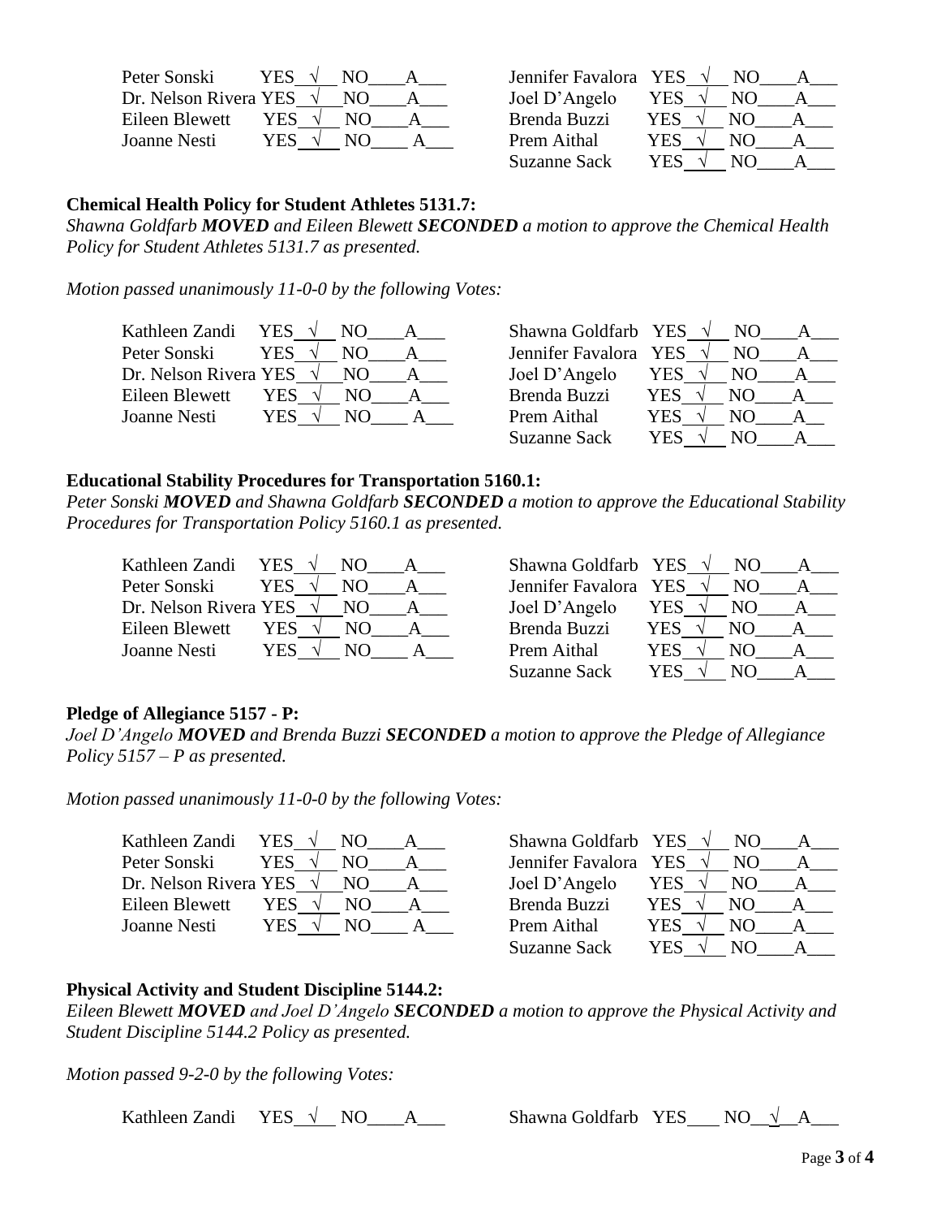| | | | | | | | |
|---|---|---|---|---|---|---|---|
| Peter Sonski | YES √ | NO___ | A___ | Jennifer Favalora | YES √ | NO___ | A___ |
| Dr. Nelson Rivera | YES √ | NO___ | A___ | Joel D'Angelo | YES √ | NO___ | A___ |
| Eileen Blewett | YES √ | NO___ | A___ | Brenda Buzzi | YES √ | NO___ | A___ |
| Joanne Nesti | YES √ | NO___ | A___ | Prem Aithal | YES √ | NO___ | A___ |
| | | | | Suzanne Sack | YES √ | NO___ | A___ |

### Chemical Health Policy for Student Athletes 5131.7:

*Shawna Goldfarb **MOVED** and Eileen Blewett **SECONDED** a motion to approve the Chemical Health Policy for Student Athletes 5131.7 as presented.*

*Motion passed unanimously 11-0-0 by the following Votes:*

| | | | | | | | |
|---|---|---|---|---|---|---|---|
| Kathleen Zandi | YES √ | NO___ | A___ | Shawna Goldfarb | YES √ | NO___ | A___ |
| Peter Sonski | YES √ | NO___ | A___ | Jennifer Favalora | YES √ | NO___ | A___ |
| Dr. Nelson Rivera | YES √ | NO___ | A___ | Joel D'Angelo | YES √ | NO___ | A___ |
| Eileen Blewett | YES √ | NO___ | A___ | Brenda Buzzi | YES √ | NO___ | A___ |
| Joanne Nesti | YES √ | NO___ | A___ | Prem Aithal | YES √ | NO___ | A__ |
| | | | | Suzanne Sack | YES √ | NO___ | A___ |

### Educational Stability Procedures for Transportation 5160.1:

*Peter Sonski **MOVED** and Shawna Goldfarb **SECONDED** a motion to approve the Educational Stability Procedures for Transportation Policy 5160.1 as presented.*

| | | | | | | | |
|---|---|---|---|---|---|---|---|
| Kathleen Zandi | YES √ | NO___ | A___ | Shawna Goldfarb | YES √ | NO___ | A___ |
| Peter Sonski | YES √ | NO___ | A___ | Jennifer Favalora | YES √ | NO___ | A___ |
| Dr. Nelson Rivera | YES √ | NO___ | A___ | Joel D'Angelo | YES √ | NO___ | A___ |
| Eileen Blewett | YES √ | NO___ | A___ | Brenda Buzzi | YES √ | NO___ | A___ |
| Joanne Nesti | YES √ | NO___ | A___ | Prem Aithal | YES √ | NO___ | A___ |
| | | | | Suzanne Sack | YES √ | NO___ | A___ |

### Pledge of Allegiance 5157 - P:

*Joel D'Angelo **MOVED** and Brenda Buzzi **SECONDED** a motion to approve the Pledge of Allegiance Policy 5157 – P as presented.*

*Motion passed unanimously 11-0-0 by the following Votes:*

| | | | | | | | |
|---|---|---|---|---|---|---|---|
| Kathleen Zandi | YES √ | NO___ | A___ | Shawna Goldfarb | YES √ | NO___ | A___ |
| Peter Sonski | YES √ | NO___ | A___ | Jennifer Favalora | YES √ | NO___ | A___ |
| Dr. Nelson Rivera | YES √ | NO___ | A___ | Joel D'Angelo | YES √ | NO___ | A___ |
| Eileen Blewett | YES √ | NO___ | A___ | Brenda Buzzi | YES √ | NO___ | A___ |
| Joanne Nesti | YES √ | NO___ | A___ | Prem Aithal | YES √ | NO___ | A___ |
| | | | | Suzanne Sack | YES √ | NO___ | A___ |

### Physical Activity and Student Discipline 5144.2:

*Eileen Blewett **MOVED** and Joel D'Angelo **SECONDED** a motion to approve the Physical Activity and Student Discipline 5144.2 Policy as presented.*

*Motion passed 9-2-0 by the following Votes:*

| | | | | | | | |
|---|---|---|---|---|---|---|---|
| Kathleen Zandi | YES √ | NO___ | A___ | Shawna Goldfarb | YES___ | NO √ | A___ |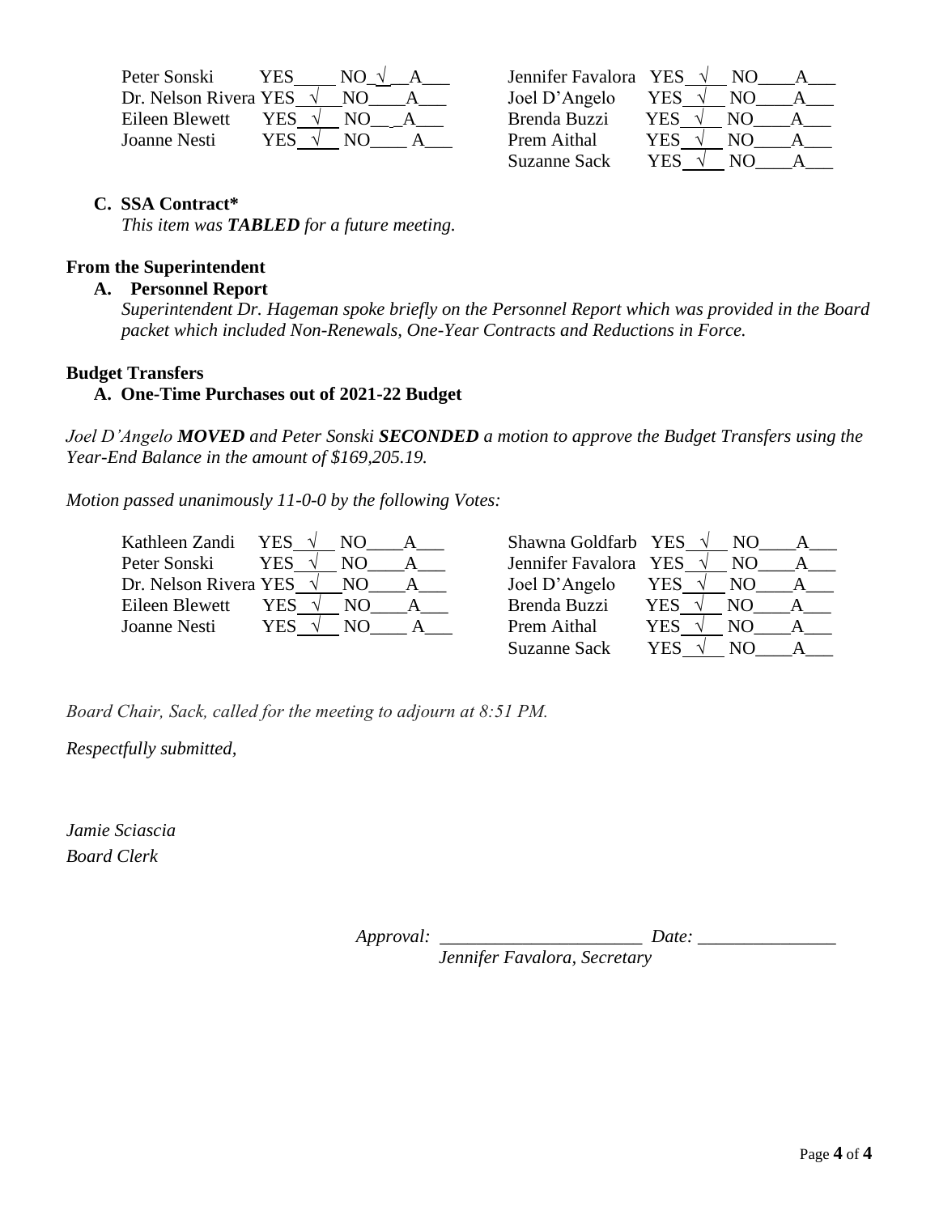| | | | | | | | |
|---|---|---|---|---|---|---|---|
| Peter Sonski | YES____ | NO √ | A___ | Jennifer Favalora | YES √ | NO____ | A___ |
| Dr. Nelson Rivera | YES √ | NO____ | A___ | Joel D'Angelo | YES √ | NO____ | A___ |
| Eileen Blewett | YES √ | NO____ | A___ | Brenda Buzzi | YES √ | NO____ | A___ |
| Joanne Nesti | YES √ | NO____ | A___ | Prem Aithal | YES √ | NO____ | A___ |
| | | | | Suzanne Sack | YES √ | NO____ | A___ |

**C. SSA Contract***

*This item was **TABLED** for a future meeting.*

**From the Superintendent**

**A. Personnel Report**

*Superintendent Dr. Hageman spoke briefly on the Personnel Report which was provided in the Board packet which included Non-Renewals, One-Year Contracts and Reductions in Force.*

**Budget Transfers**

**A. One-Time Purchases out of 2021-22 Budget**

*Joel D'Angelo **MOVED** and Peter Sonski **SECONDED** a motion to approve the Budget Transfers using the Year-End Balance in the amount of $169,205.19.*

*Motion passed unanimously 11-0-0 by the following Votes:*

| | | | | | | | |
|---|---|---|---|---|---|---|---|
| Kathleen Zandi | YES √ | NO____ | A___ | Shawna Goldfarb | YES √ | NO____ | A___ |
| Peter Sonski | YES √ | NO____ | A___ | Jennifer Favalora | YES √ | NO____ | A___ |
| Dr. Nelson Rivera | YES √ | NO____ | A___ | Joel D'Angelo | YES √ | NO____ | A___ |
| Eileen Blewett | YES √ | NO____ | A___ | Brenda Buzzi | YES √ | NO____ | A___ |
| Joanne Nesti | YES √ | NO____ | A___ | Prem Aithal | YES √ | NO____ | A___ |
| | | | | Suzanne Sack | YES √ | NO____ | A___ |

*Board Chair, Sack, called for the meeting to adjourn at 8:51 PM.*

*Respectfully submitted,*

*Jamie Sciascia*
*Board Clerk*

*Approval:* ______________________ *Date:* _______________
*Jennifer Favalora, Secretary*